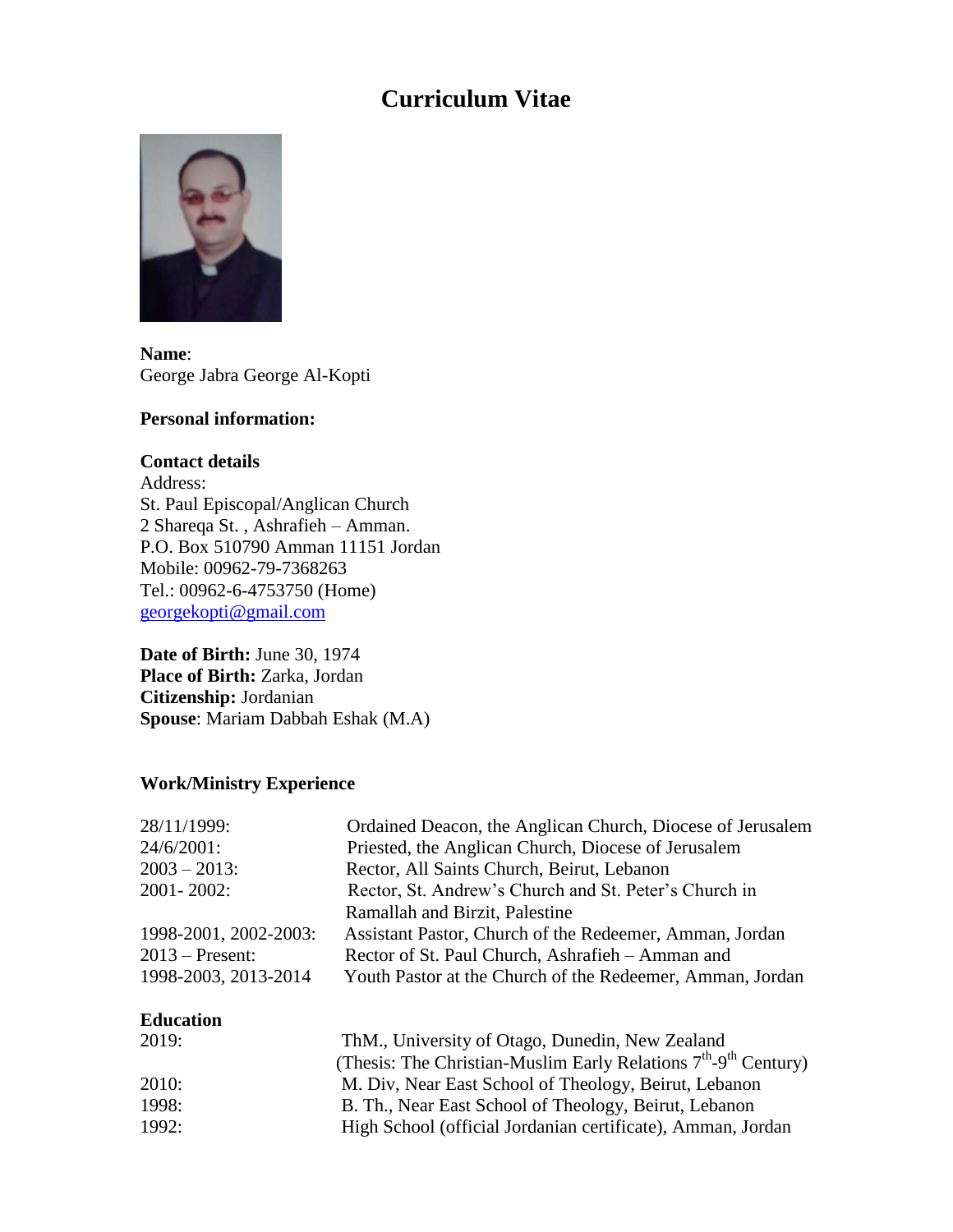# Curriculum Vitae

**Name**:
George Jabra George Al-Kopti

**Personal information:**

**Contact details**
Address:
St. Paul Episcopal/Anglican Church
2 Shareqa St. , Ashrafieh – Amman.
P.O. Box 510790 Amman 11151 Jordan
Mobile: 00962-79-7368263
Tel.: 00962-6-4753750 (Home)
georgekopti@gmail.com

**Date of Birth:** June 30, 1974
**Place of Birth:** Zarka, Jordan
**Citizenship:** Jordanian
**Spouse**: Mariam Dabbah Eshak (M.A)

**Work/Ministry Experience**

| | |
|---|---|
| 28/11/1999: | Ordained Deacon, the Anglican Church, Diocese of Jerusalem |
| 24/6/2001: | Priested, the Anglican Church, Diocese of Jerusalem |
| 2003 – 2013: | Rector, All Saints Church, Beirut, Lebanon |
| 2001- 2002: | Rector, St. Andrew's Church and St. Peter's Church in Ramallah and Birzit, Palestine |
| 1998-2001, 2002-2003: | Assistant Pastor, Church of the Redeemer, Amman, Jordan |
| 2013 – Present: | Rector of St. Paul Church, Ashrafieh – Amman and |
| 1998-2003, 2013-2014 | Youth Pastor at the Church of the Redeemer, Amman, Jordan |

**Education**

| | |
|---|---|
| 2019: | ThM., University of Otago, Dunedin, New Zealand (Thesis: The Christian-Muslim Early Relations 7th-9th Century) |
| 2010: | M. Div, Near East School of Theology, Beirut, Lebanon |
| 1998: | B. Th., Near East School of Theology, Beirut, Lebanon |
| 1992: | High School (official Jordanian certificate), Amman, Jordan |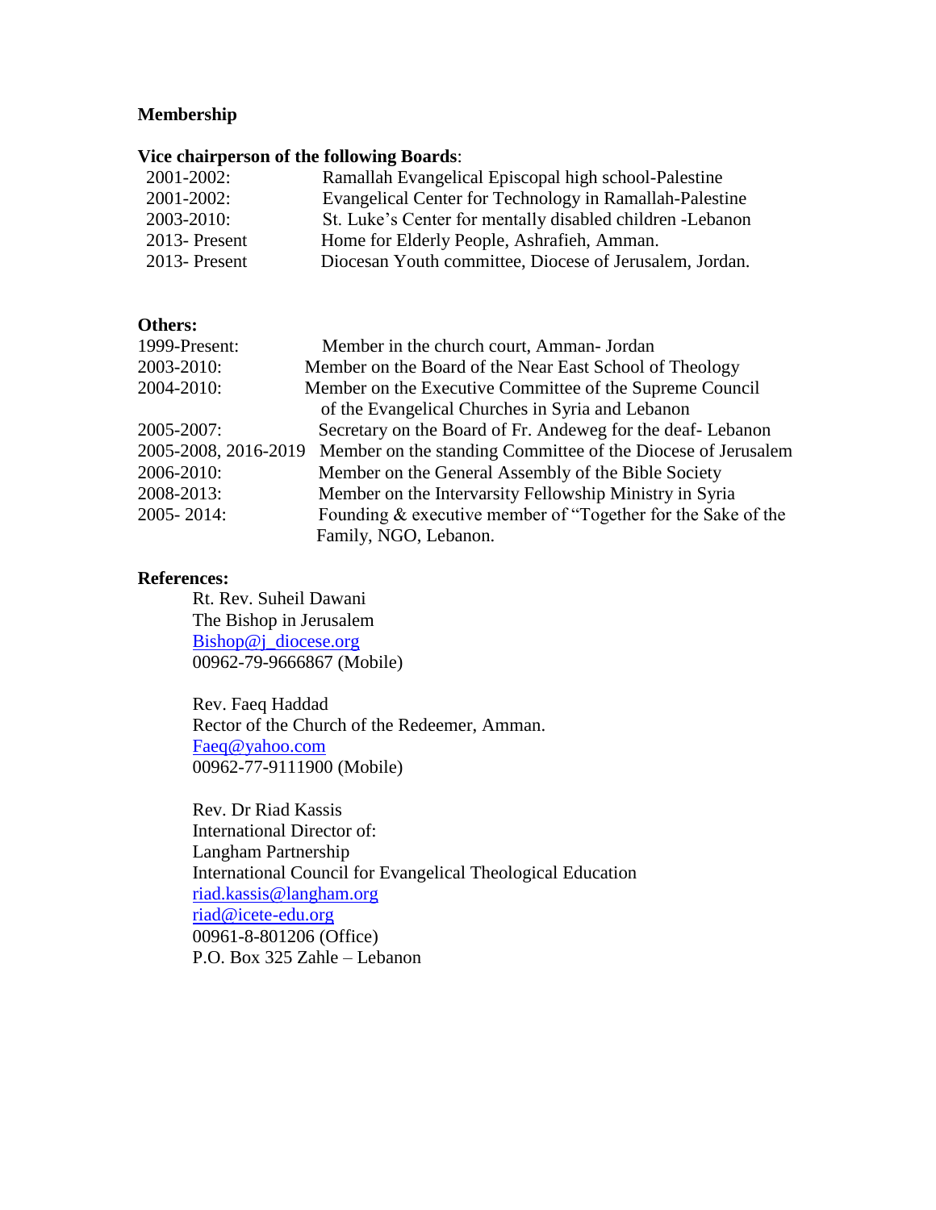**Membership**

**Vice chairperson of the following Boards**:

| | |
|---|---|
| 2001-2002: | Ramallah Evangelical Episcopal high school-Palestine |
| 2001-2002: | Evangelical Center for Technology in Ramallah-Palestine |
| 2003-2010: | St. Luke's Center for mentally disabled children -Lebanon |
| 2013- Present | Home for Elderly People, Ashrafieh, Amman. |
| 2013- Present | Diocesan Youth committee, Diocese of Jerusalem, Jordan. |

**Others:**

| | |
|---|---|
| 1999-Present: | Member in the church court, Amman- Jordan |
| 2003-2010: | Member on the Board of the Near East School of Theology |
| 2004-2010: | Member on the Executive Committee of the Supreme Council of the Evangelical Churches in Syria and Lebanon |
| 2005-2007: | Secretary on the Board of Fr. Andeweg for the deaf- Lebanon |
| 2005-2008, 2016-2019 | Member on the standing Committee of the Diocese of Jerusalem |
| 2006-2010: | Member on the General Assembly of the Bible Society |
| 2008-2013: | Member on the Intervarsity Fellowship Ministry in Syria |
| 2005- 2014: | Founding & executive member of "Together for the Sake of the Family, NGO, Lebanon. |

**References:**

Rt. Rev. Suheil Dawani
The Bishop in Jerusalem
Bishop@j_diocese.org
00962-79-9666867 (Mobile)

Rev. Faeq Haddad
Rector of the Church of the Redeemer, Amman.
Faeq@yahoo.com
00962-77-9111900 (Mobile)

Rev. Dr Riad Kassis
International Director of:
Langham Partnership
International Council for Evangelical Theological Education
riad.kassis@langham.org
riad@icete-edu.org
00961-8-801206 (Office)
P.O. Box 325 Zahle – Lebanon